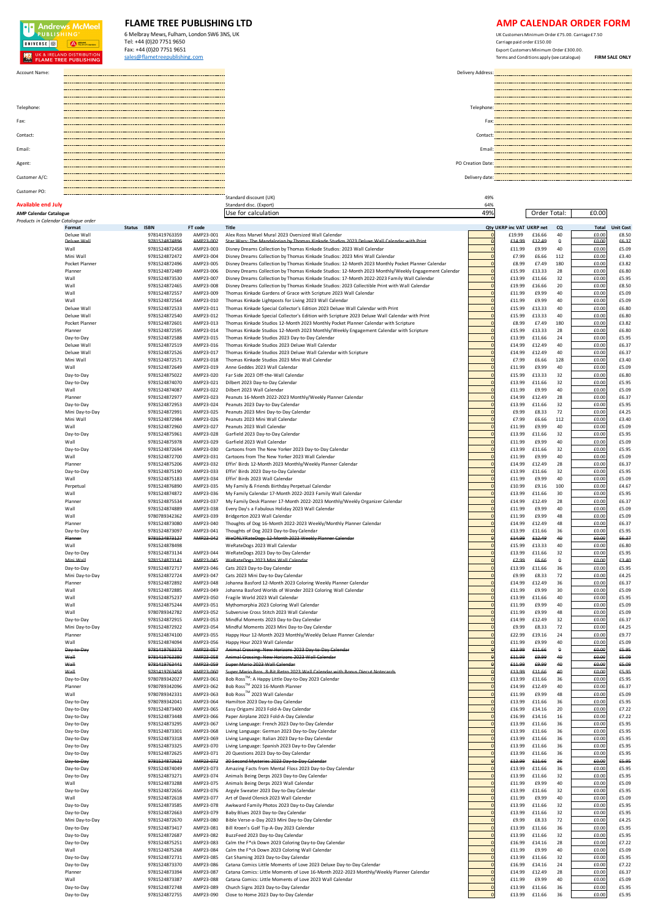Andrews McMeel PUBLISHING — UNIVERSE — UK & IRELAND DISTRIBUTION FLAME TREE PUBLISHING

# FLAME TREE PUBLISHING LTD

6 Melbray Mews, Fulham, London SW6 3NS, UK
Tel: +44 (0)20 7751 9650
Fax: +44 (0)20 7751 9651
sales@flametreepublishing.com

# AMP CALENDAR ORDER FORM

UK Customers Minimum Order £75.00. Carriage £7.50
Carriage paid order £150.00
Export Customers Minimum Order £300.00.
Terms and Conditions apply (see catalogue) **FIRM SALE ONLY**

Account Name: ..............................

Telephone: ..............................

Fax: ..............................

Contact: ..............................

Email: ..............................

Agent: ..............................

Customer A/C: ..............................

Customer PO: ..............................

Delivery Address: ..............................

Telephone: ..............................

Fax: ..............................

Contact: ..............................

Email: ..............................

PO Creation Date: ..............................

Delivery date: ..............................

| | |
|---|---|
| Standard discount (UK) | 49% |
| Standard disc. (Export) | 64% |
| Use for calculation | 49% |

Order Total: £0.00

**Available end July**

**AMP Calendar Catalogue**

*Products in Calendar Catalogue order*

| Format | Status | ISBN | FT code | Title | Qty | UKRP inc VAT | UKRP net | CQ | Total | Unit Cost |
|---|---|---|---|---|---|---|---|---|---|---|
| Deluxe Wall | | 9781419763359 | AMP23-001 | Alex Ross Marvel Mural 2023 Oversized Wall Calendar | 0 | £19.99 | £16.66 | 40 | £0.00 | £8.50 |
| ~~Deluxe Wall~~ | | ~~9781524874896~~ | ~~AMP23-002~~ | ~~Star Wars: The Mandalorian by Thomas Kinkade Studios 2023 Deluxe Wall Calendar with Print~~ | ~~0~~ | ~~£14.99~~ | ~~£12.49~~ | ~~0~~ | ~~£0.00~~ | ~~£6.37~~ |
| Wall | | 9781524872458 | AMP23-003 | Disney Dreams Collection by Thomas Kinkade Studios: 2023 Wall Calendar | 0 | £11.99 | £9.99 | 40 | £0.00 | £5.09 |
| Mini Wall | | 9781524872472 | AMP23-004 | Disney Dreams Collection by Thomas Kinkade Studios: 2023 Mini Wall Calendar | 0 | £7.99 | £6.66 | 112 | £0.00 | £3.40 |
| Pocket Planner | | 9781524872496 | AMP23-005 | Disney Dreams Collection by Thomas Kinkade Studios: 12-Month 2023 Monthly Pocket Planner Calendar | 0 | £8.99 | £7.49 | 180 | £0.00 | £3.82 |
| Planner | | 9781524872489 | AMP23-006 | Disney Dreams Collection by Thomas Kinkade Studios: 12-Month 2023 Monthly/Weekly Engagement Calendar | 0 | £15.99 | £13.33 | 28 | £0.00 | £6.80 |
| Wall | | 9781524873530 | AMP23-007 | Disney Dreams Collection by Thomas Kinkade Studios: 17-Month 2022-2023 Family Wall Calendar | 0 | £13.99 | £11.66 | 32 | £0.00 | £5.95 |
| Wall | | 9781524872465 | AMP23-008 | Disney Dreams Collection by Thomas Kinkade Studios: 2023 Collectible Print with Wall Calendar | 0 | £19.99 | £16.66 | 20 | £0.00 | £8.50 |
| Wall | | 9781524872557 | AMP23-009 | Thomas Kinkade Gardens of Grace with Scripture 2023 Wall Calendar | 0 | £11.99 | £9.99 | 40 | £0.00 | £5.09 |
| Wall | | 9781524872564 | AMP23-010 | Thomas Kinkade Lightposts for Living 2023 Wall Calendar | 0 | £11.99 | £9.99 | 40 | £0.00 | £5.09 |
| Deluxe Wall | | 9781524872533 | AMP23-011 | Thomas Kinkade Special Collector's Edition 2023 Deluxe Wall Calendar with Print | 0 | £15.99 | £13.33 | 40 | £0.00 | £6.80 |
| Deluxe Wall | | 9781524872540 | AMP23-012 | Thomas Kinkade Special Collector's Edition with Scripture 2023 Deluxe Wall Calendar with Print | 0 | £15.99 | £13.33 | 40 | £0.00 | £6.80 |
| Pocket Planner | | 9781524872601 | AMP23-013 | Thomas Kinkade Studios 12-Month 2023 Monthly Pocket Planner Calendar with Scripture | 0 | £8.99 | £7.49 | 180 | £0.00 | £3.82 |
| Planner | | 9781524872595 | AMP23-014 | Thomas Kinkade Studios 12-Month 2023 Monthly/Weekly Engagement Calendar with Scripture | 0 | £15.99 | £13.33 | 28 | £0.00 | £6.80 |
| Day-to-Day | | 9781524872588 | AMP23-015 | Thomas Kinkade Studios 2023 Day-to-Day Calendar | 0 | £13.99 | £11.66 | 24 | £0.00 | £5.95 |
| Deluxe Wall | | 9781524872519 | AMP23-016 | Thomas Kinkade Studios 2023 Deluxe Wall Calendar | 0 | £14.99 | £12.49 | 40 | £0.00 | £6.37 |
| Deluxe Wall | | 9781524872526 | AMP23-017 | Thomas Kinkade Studios 2023 Deluxe Wall Calendar with Scripture | 0 | £14.99 | £12.49 | 40 | £0.00 | £6.37 |
| Mini Wall | | 9781524872571 | AMP23-018 | Thomas Kinkade Studios 2023 Mini Wall Calendar | 0 | £7.99 | £6.66 | 128 | £0.00 | £3.40 |
| Wall | | 9781524872649 | AMP23-019 | Anne Geddes 2023 Wall Calendar | 0 | £11.99 | £9.99 | 40 | £0.00 | £5.09 |
| Day-to-Day | | 9781524875022 | AMP23-020 | Far Side 2023 Off-the-Wall Calendar | 0 | £15.99 | £13.33 | 32 | £0.00 | £6.80 |
| Day-to-Day | | 9781524874070 | AMP23-021 | Dilbert 2023 Day-to-Day Calendar | 0 | £13.99 | £11.66 | 32 | £0.00 | £5.95 |
| Wall | | 9781524874087 | AMP23-022 | Dilbert 2023 Wall Calendar | 0 | £11.99 | £9.99 | 40 | £0.00 | £5.09 |
| Planner | | 9781524872977 | AMP23-023 | Peanuts 16-Month 2022-2023 Monthly/Weekly Planner Calendar | 0 | £14.99 | £12.49 | 28 | £0.00 | £6.37 |
| Day-to-Day | | 9781524872953 | AMP23-024 | Peanuts 2023 Day-to-Day Calendar | 0 | £13.99 | £11.66 | 32 | £0.00 | £5.95 |
| Mini Day-to-Day | | 9781524872991 | AMP23-025 | Peanuts 2023 Mini Day-to-Day Calendar | 0 | £9.99 | £8.33 | 72 | £0.00 | £4.25 |
| Mini Wall | | 9781524872984 | AMP23-026 | Peanuts 2023 Mini Wall Calendar | 0 | £7.99 | £6.66 | 112 | £0.00 | £3.40 |
| Wall | | 9781524872960 | AMP23-027 | Peanuts 2023 Wall Calendar | 0 | £11.99 | £9.99 | 40 | £0.00 | £5.09 |
| Day-to-Day | | 9781524875961 | AMP23-028 | Garfield 2023 Day-to-Day Calendar | 0 | £13.99 | £11.66 | 32 | £0.00 | £5.95 |
| Wall | | 9781524875978 | AMP23-029 | Garfield 2023 Wall Calendar | 0 | £11.99 | £9.99 | 40 | £0.00 | £5.09 |
| Day-to-Day | | 9781524872694 | AMP23-030 | Cartoons from The New Yorker 2023 Day-to-Day Calendar | 0 | £13.99 | £11.66 | 32 | £0.00 | £5.95 |
| Wall | | 9781524872700 | AMP23-031 | Cartoons from The New Yorker 2023 Wall Calendar | 0 | £11.99 | £9.99 | 40 | £0.00 | £5.09 |
| Planner | | 9781524875206 | AMP23-032 | Effin' Birds 12-Month 2023 Monthly/Weekly Planner Calendar | 0 | £14.99 | £12.49 | 28 | £0.00 | £6.37 |
| Day-to-Day | | 9781524875190 | AMP23-033 | Effin' Birds 2023 Day-to-Day Calendar | 0 | £13.99 | £11.66 | 32 | £0.00 | £5.95 |
| Wall | | 9781524875183 | AMP23-034 | Effin' Birds 2023 Wall Calendar | 0 | £11.99 | £9.99 | 40 | £0.00 | £5.09 |
| Perpetual | | 9781524876890 | AMP23-035 | My Family & Friends Birthday Perpetual Calendar | 0 | £10.99 | £9.16 | 100 | £0.00 | £4.67 |
| Wall | | 9781524874872 | AMP23-036 | My Family Calendar 17-Month 2022-2023 Family Wall Calendar | 0 | £13.99 | £11.66 | 30 | £0.00 | £5.95 |
| Planner | | 9781524875534 | AMP23-037 | My Family Desk Planner 17-Month 2022-2023 Monthly/Weekly Organizer Calendar | 0 | £14.99 | £12.49 | 28 | £0.00 | £6.37 |
| Wall | | 9781524874889 | AMP23-038 | Every Day's a Fabulous Holiday 2023 Wall Calendar | 0 | £11.99 | £9.99 | 40 | £0.00 | £5.09 |
| Wall | | 9780789342362 | AMP23-039 | Bridgerton 2023 Wall Calendar | 0 | £11.99 | £9.99 | 48 | £0.00 | £5.09 |
| Planner | | 9781524873080 | AMP23-040 | Thoughts of Dog 16-Month 2022-2023 Weekly/Monthly Planner Calendar | 0 | £14.99 | £12.49 | 48 | £0.00 | £6.37 |
| Day-to-Day | | 9781524873097 | AMP23-041 | Thoughts of Dog 2023 Day-to-Day Calendar | 0 | £13.99 | £11.66 | 36 | £0.00 | £5.95 |
| ~~Planner~~ | | ~~9781524873127~~ | ~~AMP23-042~~ | ~~WeONLYRateDogs 12-Month 2023 Weekly Planner Calendar~~ | ~~0~~ | ~~£14.99~~ | ~~£12.49~~ | ~~40~~ | ~~£0.00~~ | ~~£6.37~~ |
| Wall | | 9781524878498 | | WeRateDogs 2023 Wall Calendar | 0 | £15.99 | £13.33 | 40 | £0.00 | £6.80 |
| Day-to-Day | | 9781524873134 | AMP23-044 | WeRateDogs 2023 Day-to-Day Calendar | 0 | £13.99 | £11.66 | 32 | £0.00 | £5.95 |
| ~~Mini Wall~~ | | ~~9781524873141~~ | ~~AMP23-045~~ | ~~WeRateDogs 2023 Mini Wall Calendar~~ | ~~0~~ | ~~£7.99~~ | ~~£6.66~~ | ~~0~~ | ~~£0.00~~ | ~~£3.40~~ |
| Day-to-Day | | 9781524872717 | AMP23-046 | Cats 2023 Day-to-Day Calendar | 0 | £13.99 | £11.66 | 36 | £0.00 | £5.95 |
| Mini Day-to-Day | | 9781524872724 | AMP23-047 | Cats 2023 Mini Day-to-Day Calendar | 0 | £9.99 | £8.33 | 72 | £0.00 | £4.25 |
| Planner | | 9781524872892 | AMP23-048 | Johanna Basford 12-Month 2023 Coloring Weekly Planner Calendar | 0 | £14.99 | £12.49 | 36 | £0.00 | £6.37 |
| Wall | | 9781524872885 | AMP23-049 | Johanna Basford Worlds of Wonder 2023 Coloring Wall Calendar | 0 | £11.99 | £9.99 | 30 | £0.00 | £5.09 |
| Wall | | 9781524875237 | AMP23-050 | Fragile World 2023 Wall Calendar | 0 | £13.99 | £11.66 | 40 | £0.00 | £5.95 |
| Wall | | 9781524875244 | AMP23-051 | Mythomorphia 2023 Coloring Wall Calendar | 0 | £11.99 | £9.99 | 40 | £0.00 | £5.09 |
| Wall | | 9780789342782 | AMP23-052 | Subversive Cross Stitch 2023 Wall Calendar | 0 | £11.99 | £9.99 | 48 | £0.00 | £5.09 |
| Day-to-Day | | 9781524872915 | AMP23-053 | Mindful Moments 2023 Day-to-Day Calendar | 0 | £14.99 | £12.49 | 32 | £0.00 | £6.37 |
| Mini Day-to-Day | | 9781524872922 | AMP23-054 | Mindful Moments 2023 Mini Day-to-Day Calendar | 0 | £9.99 | £8.33 | 72 | £0.00 | £4.25 |
| Planner | | 9781524874100 | AMP23-055 | Happy Hour 12-Month 2023 Monthly/Weekly Deluxe Planner Calendar | 0 | £22.99 | £19.16 | 24 | £0.00 | £9.77 |
| Wall | | 9781524874094 | AMP23-056 | Happy Hour 2023 Wall Calendar | 0 | £11.99 | £9.99 | 40 | £0.00 | £5.09 |
| ~~Day-to-Day~~ | | ~~9781419763373~~ | ~~AMP23-057~~ | ~~Animal Crossing: New Horizons 2023 Day-to-Day Calendar~~ | ~~0~~ | ~~£13.99~~ | ~~£11.66~~ | ~~0~~ | ~~£0.00~~ | ~~£5.95~~ |
| ~~Wall~~ | | ~~9781419763380~~ | ~~AMP23-058~~ | ~~Animal Crossing: New Horizons 2023 Wall Calendar~~ | ~~0~~ | ~~£11.99~~ | ~~£9.99~~ | ~~40~~ | ~~£0.00~~ | ~~£5.09~~ |
| ~~Wall~~ | | ~~9781419763441~~ | ~~AMP23-059~~ | ~~Super Mario 2023 Wall Calendar~~ | ~~0~~ | ~~£11.99~~ | ~~£9.99~~ | ~~40~~ | ~~£0.00~~ | ~~£5.09~~ |
| ~~Wall~~ | | ~~9781419763458~~ | ~~AMP23-060~~ | ~~Super Mario Bros. 8-Bit Retro 2023 Wall Calendar with Bonus Diecut Notecards~~ | ~~0~~ | ~~£13.99~~ | ~~£11.66~~ | ~~40~~ | ~~£0.00~~ | ~~£5.95~~ |
| Day-to-Day | | 9780789342027 | AMP23-061 | Bob Ross™: A Happy Little Day-to-Day 2023 Calendar | 0 | £13.99 | £11.66 | 36 | £0.00 | £5.95 |
| Planner | | 9780789342096 | AMP23-062 | Bob Ross™ 2023 16-Month Planner | 0 | £14.99 | £12.49 | 40 | £0.00 | £6.37 |
| Wall | | 9780789342331 | AMP23-063 | Bob Ross™ 2023 Wall Calendar | 0 | £11.99 | £9.99 | 48 | £0.00 | £5.09 |
| Day-to-Day | | 9780789342041 | AMP23-064 | Hamilton 2023 Day-to-Day Calendar | 0 | £13.99 | £11.66 | 36 | £0.00 | £5.95 |
| Day-to-Day | | 9781524873400 | AMP23-065 | Easy Origami 2023 Fold-A-Day Calendar | 0 | £16.99 | £14.16 | 20 | £0.00 | £7.22 |
| Day-to-Day | | 9781524873448 | AMP23-066 | Paper Airplane 2023 Fold-A-Day Calendar | 0 | £16.99 | £14.16 | 16 | £0.00 | £7.22 |
| Day-to-Day | | 9781524873295 | AMP23-067 | Living Language: French 2023 Day-to-Day Calendar | 0 | £13.99 | £11.66 | 36 | £0.00 | £5.95 |
| Day-to-Day | | 9781524873301 | AMP23-068 | Living Language: German 2023 Day-to-Day Calendar | 0 | £13.99 | £11.66 | 36 | £0.00 | £5.95 |
| Day-to-Day | | 9781524873318 | AMP23-069 | Living Language: Italian 2023 Day-to-Day Calendar | 0 | £13.99 | £11.66 | 36 | £0.00 | £5.95 |
| Day-to-Day | | 9781524873325 | AMP23-070 | Living Language: Spanish 2023 Day-to-Day Calendar | 0 | £13.99 | £11.66 | 36 | £0.00 | £5.95 |
| Day-to-Day | | 9781524872625 | AMP23-071 | 20 Questions 2023 Day-to-Day Calendar | 0 | £13.99 | £11.66 | 36 | £0.00 | £5.95 |
| ~~Day-to-Day~~ | | ~~9781524872632~~ | ~~AMP23-072~~ | ~~30-Second Mysteries 2023 Day-to-Day Calendar~~ | ~~0~~ | ~~£13.99~~ | ~~£11.66~~ | ~~36~~ | ~~£0.00~~ | ~~£5.95~~ |
| Day-to-Day | | 9781524874049 | AMP23-073 | Amazing Facts from Mental Floss 2023 Day-to-Day Calendar | 0 | £13.99 | £11.66 | 36 | £0.00 | £5.95 |
| Day-to-Day | | 9781524873271 | AMP23-074 | Animals Being Derps 2023 Day-to-Day Calendar | 0 | £13.99 | £11.66 | 36 | £0.00 | £5.95 |
| Wall | | 9781524873288 | AMP23-075 | Animals Being Derps 2023 Wall Calendar | 0 | £11.99 | £9.99 | 40 | £0.00 | £5.09 |
| Day-to-Day | | 9781524872656 | AMP23-076 | Argyle Sweater 2023 Day-to-Day Calendar | 0 | £13.99 | £11.66 | 32 | £0.00 | £5.95 |
| Wall | | 9781524872618 | AMP23-077 | Art of David Olenick 2023 Wall Calendar | 0 | £11.99 | £9.99 | 40 | £0.00 | £5.09 |
| Day-to-Day | | 9781524873585 | AMP23-078 | Awkward Family Photos 2023 Day-to-Day Calendar | 0 | £13.99 | £11.66 | 32 | £0.00 | £5.95 |
| Day-to-Day | | 9781524872663 | AMP23-079 | Baby Blues 2023 Day-to-Day Calendar | 0 | £13.99 | £11.66 | 32 | £0.00 | £5.95 |
| Mini Day-to-Day | | 9781524872670 | AMP23-080 | Bible Verse-a-Day 2023 Mini Day-to-Day Calendar | 0 | £9.99 | £8.33 | 72 | £0.00 | £4.25 |
| Day-to-Day | | 9781524873417 | AMP23-081 | Bill Kroen's Golf Tip-A-Day 2023 Calendar | 0 | £13.99 | £11.66 | 36 | £0.00 | £5.95 |
| Day-to-Day | | 9781524872687 | AMP23-082 | BuzzFeed 2023 Day-to-Day Calendar | 0 | £13.99 | £11.66 | 32 | £0.00 | £5.95 |
| Day-to-Day | | 9781524875251 | AMP23-083 | Calm the F*ck Down 2023 Coloring Day-to-Day Calendar | 0 | £16.99 | £14.16 | 28 | £0.00 | £7.22 |
| Wall | | 9781524875268 | AMP23-084 | Calm the F*ck Down 2023 Coloring Wall Calendar | 0 | £11.99 | £9.99 | 40 | £0.00 | £5.09 |
| Day-to-Day | | 9781524872731 | AMP23-085 | Cat Shaming 2023 Day-to-Day Calendar | 0 | £13.99 | £11.66 | 32 | £0.00 | £5.95 |
| Day-to-Day | | 9781524873370 | AMP23-086 | Catana Comics Little Moments of Love 2023 Deluxe Day-to-Day Calendar | 0 | £16.99 | £14.16 | 24 | £0.00 | £7.22 |
| Planner | | 9781524873394 | AMP23-087 | Catana Comics: Little Moments of Love 16-Month 2022-2023 Monthly/Weekly Planner Calendar | 0 | £14.99 | £12.49 | 28 | £0.00 | £6.37 |
| Wall | | 9781524873387 | AMP23-088 | Catana Comics: Little Moments of Love 2023 Wall Calendar | 0 | £11.99 | £9.99 | 40 | £0.00 | £5.09 |
| Day-to-Day | | 9781524872748 | AMP23-089 | Church Signs 2023 Day-to-Day Calendar | 0 | £13.99 | £11.66 | 36 | £0.00 | £5.95 |
| Day-to-Day | | 9781524872755 | AMP23-090 | Close to Home 2023 Day-to-Day Calendar | 0 | £13.99 | £11.66 | 36 | £0.00 | £5.95 |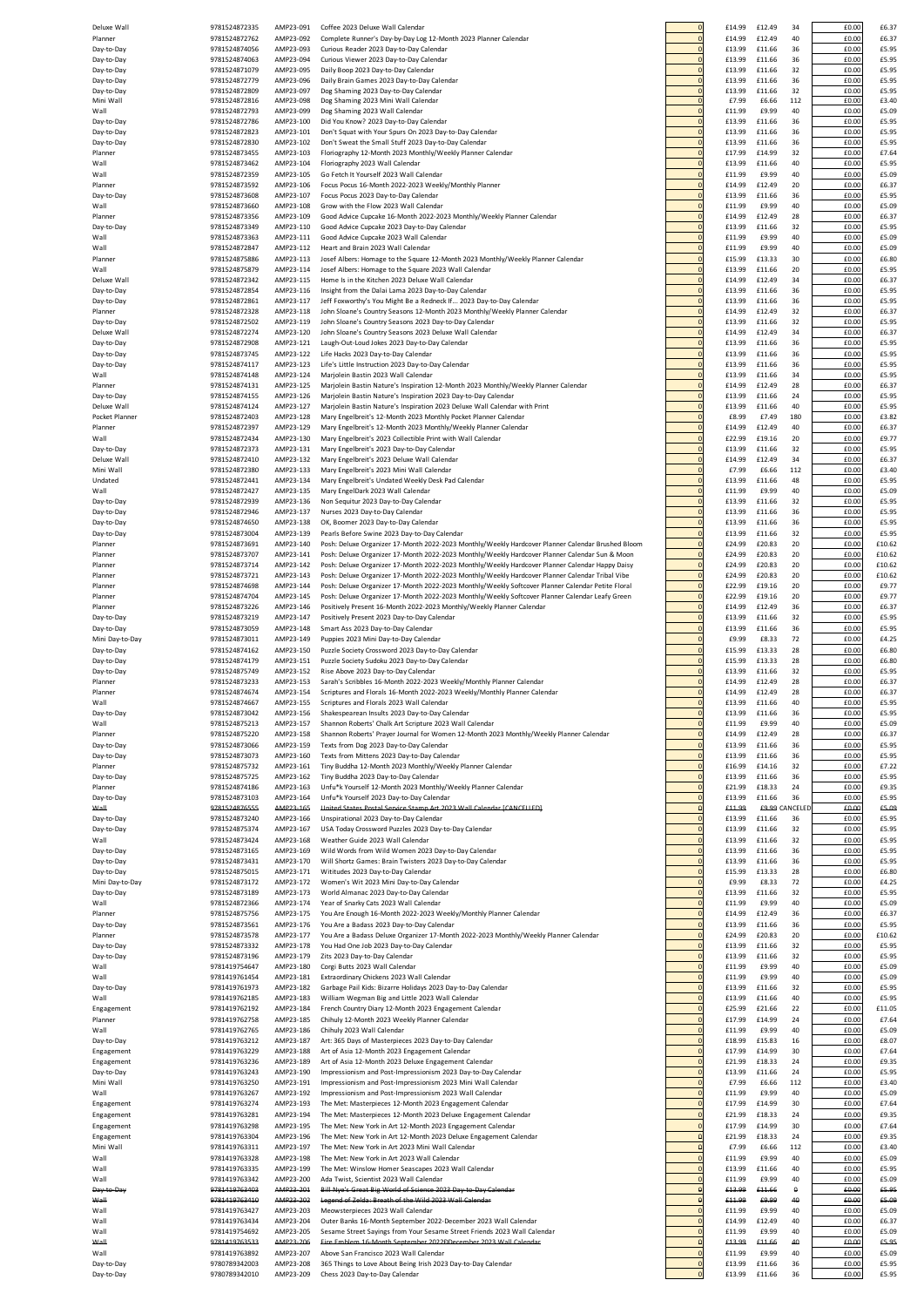| | | | | | | | | | |
|---|---|---|---|---|---|---|---|---|---|
| Deluxe Wall | 9781524872335 | AMP23-091 | Coffee 2023 Deluxe Wall Calendar | 0 | £14.99 | £12.49 | 34 | £0.00 | £6.37 |
| Planner | 9781524872762 | AMP23-092 | Complete Runner's Day-by-Day Log 12-Month 2023 Planner Calendar | 0 | £14.99 | £12.49 | 40 | £0.00 | £6.37 |
| Day-to-Day | 9781524874056 | AMP23-093 | Curious Reader 2023 Day-to-Day Calendar | 0 | £13.99 | £11.66 | 36 | £0.00 | £5.95 |
| Day-to-Day | 9781524874063 | AMP23-094 | Curious Viewer 2023 Day-to-Day Calendar | 0 | £13.99 | £11.66 | 36 | £0.00 | £5.95 |
| Day-to-Day | 9781524871079 | AMP23-095 | Daily Boop 2023 Day-to-Day Calendar | 0 | £13.99 | £11.66 | 32 | £0.00 | £5.95 |
| Day-to-Day | 9781524872779 | AMP23-096 | Daily Brain Games 2023 Day-to-Day Calendar | 0 | £13.99 | £11.66 | 36 | £0.00 | £5.95 |
| Day-to-Day | 9781524872809 | AMP23-097 | Dog Shaming 2023 Day-to-Day Calendar | 0 | £13.99 | £11.66 | 32 | £0.00 | £5.95 |
| Mini Wall | 9781524872816 | AMP23-098 | Dog Shaming 2023 Mini Wall Calendar | 0 | £7.99 | £6.66 | 112 | £0.00 | £3.40 |
| Wall | 9781524872793 | AMP23-099 | Dog Shaming 2023 Wall Calendar | 0 | £11.99 | £9.99 | 40 | £0.00 | £5.09 |
| Day-to-Day | 9781524872786 | AMP23-100 | Did You Know? 2023 Day-to-Day Calendar | 0 | £13.99 | £11.66 | 36 | £0.00 | £5.95 |
| Day-to-Day | 9781524872823 | AMP23-101 | Don't Squat with Your Spurs On 2023 Day-to-Day Calendar | 0 | £13.99 | £11.66 | 36 | £0.00 | £5.95 |
| Day-to-Day | 9781524872830 | AMP23-102 | Don't Sweat the Small Stuff 2023 Day-to-Day Calendar | 0 | £13.99 | £11.66 | 36 | £0.00 | £5.95 |
| Planner | 9781524873455 | AMP23-103 | Floriography 12-Month 2023 Monthly/Weekly Planner Calendar | 0 | £17.99 | £14.99 | 32 | £0.00 | £7.64 |
| Wall | 9781524873462 | AMP23-104 | Floriography 2023 Wall Calendar | 0 | £13.99 | £11.66 | 40 | £0.00 | £5.95 |
| Wall | 9781524872359 | AMP23-105 | Go Fetch It Yourself 2023 Wall Calendar | 0 | £11.99 | £9.99 | 40 | £0.00 | £5.09 |
| Planner | 9781524873592 | AMP23-106 | Focus Pocus 16-Month 2022-2023 Weekly/Monthly Planner | 0 | £14.99 | £12.49 | 20 | £0.00 | £6.37 |
| Day-to-Day | 9781524873608 | AMP23-107 | Focus Pocus 2023 Day-to-Day Calendar | 0 | £13.99 | £11.66 | 36 | £0.00 | £5.95 |
| Wall | 9781524873660 | AMP23-108 | Grow with the Flow 2023 Wall Calendar | 0 | £11.99 | £9.99 | 40 | £0.00 | £5.09 |
| Planner | 9781524873356 | AMP23-109 | Good Advice Cupcake 16-Month 2022-2023 Monthly/Weekly Planner Calendar | 0 | £14.99 | £12.49 | 28 | £0.00 | £6.37 |
| Day-to-Day | 9781524873349 | AMP23-110 | Good Advice Cupcake 2023 Day-to-Day Calendar | 0 | £13.99 | £11.66 | 32 | £0.00 | £5.95 |
| Wall | 9781524873363 | AMP23-111 | Good Advice Cupcake 2023 Wall Calendar | 0 | £11.99 | £9.99 | 40 | £0.00 | £5.09 |
| Wall | 9781524872847 | AMP23-112 | Heart and Brain 2023 Wall Calendar | 0 | £11.99 | £9.99 | 40 | £0.00 | £5.09 |
| Planner | 9781524875886 | AMP23-113 | Josef Albers: Homage to the Square 12-Month 2023 Monthly/Weekly Planner Calendar | 0 | £15.99 | £13.33 | 30 | £0.00 | £6.80 |
| Wall | 9781524875879 | AMP23-114 | Josef Albers: Homage to the Square 2023 Wall Calendar | 0 | £13.99 | £11.66 | 20 | £0.00 | £5.95 |
| Deluxe Wall | 9781524872342 | AMP23-115 | Home Is in the Kitchen 2023 Deluxe Wall Calendar | 0 | £14.99 | £12.49 | 34 | £0.00 | £6.37 |
| Day-to-Day | 9781524872854 | AMP23-116 | Insight from the Dalai Lama 2023 Day-to-Day Calendar | 0 | £13.99 | £11.66 | 36 | £0.00 | £5.95 |
| Day-to-Day | 9781524872861 | AMP23-117 | Jeff Foxworthy's You Might Be a Redneck If... 2023 Day-to-Day Calendar | 0 | £13.99 | £11.66 | 36 | £0.00 | £5.95 |
| Planner | 9781524872328 | AMP23-118 | John Sloane's Country Seasons 12-Month 2023 Monthly/Weekly Planner Calendar | 0 | £14.99 | £12.49 | 32 | £0.00 | £6.37 |
| Day-to-Day | 9781524872502 | AMP23-119 | John Sloane's Country Seasons 2023 Day-to-Day Calendar | 0 | £13.99 | £11.66 | 32 | £0.00 | £5.95 |
| Deluxe Wall | 9781524872274 | AMP23-120 | John Sloane's Country Seasons 2023 Deluxe Wall Calendar | 0 | £14.99 | £12.49 | 34 | £0.00 | £6.37 |
| Day-to-Day | 9781524872908 | AMP23-121 | Laugh-Out-Loud Jokes 2023 Day-to-Day Calendar | 0 | £13.99 | £11.66 | 36 | £0.00 | £5.95 |
| Day-to-Day | 9781524873745 | AMP23-122 | Life Hacks 2023 Day-to-Day Calendar | 0 | £13.99 | £11.66 | 36 | £0.00 | £5.95 |
| Day-to-Day | 9781524874117 | AMP23-123 | Life's Little Instruction 2023 Day-to-Day Calendar | 0 | £13.99 | £11.66 | 36 | £0.00 | £5.95 |
| Wall | 9781524874148 | AMP23-124 | Marjolein Bastin 2023 Wall Calendar | 0 | £13.99 | £11.66 | 34 | £0.00 | £5.95 |
| Planner | 9781524874131 | AMP23-125 | Marjolein Bastin Nature's Inspiration 12-Month 2023 Monthly/Weekly Planner Calendar | 0 | £14.99 | £12.49 | 28 | £0.00 | £6.37 |
| Day-to-Day | 9781524874155 | AMP23-126 | Marjolein Bastin Nature's Inspiration 2023 Day-to-Day Calendar | 0 | £13.99 | £11.66 | 24 | £0.00 | £5.95 |
| Deluxe Wall | 9781524874124 | AMP23-127 | Marjolein Bastin Nature's Inspiration 2023 Deluxe Wall Calendar with Print | 0 | £13.99 | £11.66 | 40 | £0.00 | £5.95 |
| Pocket Planner | 9781524872403 | AMP23-128 | Mary Engelbreit's 12-Month 2023 Monthly Pocket Planner Calendar | 0 | £8.99 | £7.49 | 180 | £0.00 | £3.82 |
| Planner | 9781524872397 | AMP23-129 | Mary Engelbreit's 12-Month 2023 Monthly/Weekly Planner Calendar | 0 | £14.99 | £12.49 | 40 | £0.00 | £6.37 |
| Wall | 9781524872434 | AMP23-130 | Mary Engelbreit's 2023 Collectible Print with Wall Calendar | 0 | £22.99 | £19.16 | 20 | £0.00 | £9.77 |
| Day-to-Day | 9781524872373 | AMP23-131 | Mary Engelbreit's 2023 Day-to-Day Calendar | 0 | £13.99 | £11.66 | 32 | £0.00 | £5.95 |
| Deluxe Wall | 9781524872410 | AMP23-132 | Mary Engelbreit's 2023 Deluxe Wall Calendar | 0 | £14.99 | £12.49 | 34 | £0.00 | £6.37 |
| Mini Wall | 9781524872380 | AMP23-133 | Mary Engelbreit's 2023 Mini Wall Calendar | 0 | £7.99 | £6.66 | 112 | £0.00 | £3.40 |
| Undated | 9781524872441 | AMP23-134 | Mary Engelbreit's Undated Weekly Desk Pad Calendar | 0 | £13.99 | £11.66 | 48 | £0.00 | £5.95 |
| Wall | 9781524872427 | AMP23-135 | Mary EngelDark 2023 Wall Calendar | 0 | £11.99 | £9.99 | 40 | £0.00 | £5.09 |
| Day-to-Day | 9781524872939 | AMP23-136 | Non Sequitur 2023 Day-to-Day Calendar | 0 | £13.99 | £11.66 | 32 | £0.00 | £5.95 |
| Day-to-Day | 9781524872946 | AMP23-137 | Nurses 2023 Day-to-Day Calendar | 0 | £13.99 | £11.66 | 36 | £0.00 | £5.95 |
| Day-to-Day | 9781524874650 | AMP23-138 | OK, Boomer 2023 Day-to-Day Calendar | 0 | £13.99 | £11.66 | 36 | £0.00 | £5.95 |
| Day-to-Day | 9781524873004 | AMP23-139 | Pearls Before Swine 2023 Day-to-Day Calendar | 0 | £13.99 | £11.66 | 32 | £0.00 | £5.95 |
| Planner | 9781524873691 | AMP23-140 | Posh: Deluxe Organizer 17-Month 2022-2023 Monthly/Weekly Hardcover Planner Calendar Brushed Bloom | 0 | £24.99 | £20.83 | 20 | £0.00 | £10.62 |
| Planner | 9781524873707 | AMP23-141 | Posh: Deluxe Organizer 17-Month 2022-2023 Monthly/Weekly Hardcover Planner Calendar Sun & Moon | 0 | £24.99 | £20.83 | 20 | £0.00 | £10.62 |
| Planner | 9781524873714 | AMP23-142 | Posh: Deluxe Organizer 17-Month 2022-2023 Monthly/Weekly Hardcover Planner Calendar Happy Daisy | 0 | £24.99 | £20.83 | 20 | £0.00 | £10.62 |
| Planner | 9781524873721 | AMP23-143 | Posh: Deluxe Organizer 17-Month 2022-2023 Monthly/Weekly Hardcover Planner Calendar Tribal Vibe | 0 | £24.99 | £20.83 | 20 | £0.00 | £10.62 |
| Planner | 9781524874698 | AMP23-144 | Posh: Deluxe Organizer 17-Month 2022-2023 Monthly/Weekly Softcover Planner Calendar Petite Floral | 0 | £22.99 | £19.16 | 20 | £0.00 | £9.77 |
| Planner | 9781524874704 | AMP23-145 | Posh: Deluxe Organizer 17-Month 2022-2023 Monthly/Weekly Softcover Planner Calendar Leafy Green | 0 | £22.99 | £19.16 | 20 | £0.00 | £9.77 |
| Planner | 9781524873226 | AMP23-146 | Positively Present 16-Month 2022-2023 Monthly/Weekly Planner Calendar | 0 | £14.99 | £12.49 | 36 | £0.00 | £6.37 |
| Day-to-Day | 9781524873219 | AMP23-147 | Positively Present 2023 Day-to-Day Calendar | 0 | £13.99 | £11.66 | 32 | £0.00 | £5.95 |
| Day-to-Day | 9781524873059 | AMP23-148 | Smart Ass 2023 Day-to-Day Calendar | 0 | £13.99 | £11.66 | 36 | £0.00 | £5.95 |
| Mini Day-to-Day | 9781524873011 | AMP23-149 | Puppies 2023 Mini Day-to-Day Calendar | 0 | £9.99 | £8.33 | 72 | £0.00 | £4.25 |
| Day-to-Day | 9781524874162 | AMP23-150 | Puzzle Society Crossword 2023 Day-to-Day Calendar | 0 | £15.99 | £13.33 | 28 | £0.00 | £6.80 |
| Day-to-Day | 9781524874179 | AMP23-151 | Puzzle Society Sudoku 2023 Day-to-Day Calendar | 0 | £15.99 | £13.33 | 28 | £0.00 | £6.80 |
| Day-to-Day | 9781524875749 | AMP23-152 | Rise Above 2023 Day-to-Day Calendar | 0 | £13.99 | £11.66 | 32 | £0.00 | £5.95 |
| Planner | 9781524873233 | AMP23-153 | Sarah's Scribbles 16-Month 2022-2023 Weekly/Monthly Planner Calendar | 0 | £14.99 | £12.49 | 28 | £0.00 | £6.37 |
| Planner | 9781524874674 | AMP23-154 | Scriptures and Florals 16-Month 2022-2023 Weekly/Monthly Planner Calendar | 0 | £14.99 | £12.49 | 28 | £0.00 | £6.37 |
| Wall | 9781524874667 | AMP23-155 | Scriptures and Florals 2023 Wall Calendar | 0 | £13.99 | £11.66 | 40 | £0.00 | £5.95 |
| Day-to-Day | 9781524873042 | AMP23-156 | Shakespearean Insults 2023 Day-to-Day Calendar | 0 | £13.99 | £11.66 | 36 | £0.00 | £5.95 |
| Wall | 9781524875213 | AMP23-157 | Shannon Roberts' Chalk Art Scripture 2023 Wall Calendar | 0 | £11.99 | £9.99 | 40 | £0.00 | £5.09 |
| Planner | 9781524875220 | AMP23-158 | Shannon Roberts' Prayer Journal for Women 12-Month 2023 Monthly/Weekly Planner Calendar | 0 | £14.99 | £12.49 | 28 | £0.00 | £6.37 |
| Day-to-Day | 9781524873066 | AMP23-159 | Texts from Dog 2023 Day-to-Day Calendar | 0 | £13.99 | £11.66 | 36 | £0.00 | £5.95 |
| Day-to-Day | 9781524873073 | AMP23-160 | Texts from Mittens 2023 Day-to-Day Calendar | 0 | £13.99 | £11.66 | 36 | £0.00 | £5.95 |
| Planner | 9781524875732 | AMP23-161 | Tiny Buddha 12-Month 2023 Monthly/Weekly Planner Calendar | 0 | £16.99 | £14.16 | 32 | £0.00 | £7.22 |
| Day-to-Day | 9781524875725 | AMP23-162 | Tiny Buddha 2023 Day-to-Day Calendar | 0 | £13.99 | £11.66 | 36 | £0.00 | £5.95 |
| Planner | 9781524874186 | AMP23-163 | Unfu*k Yourself 12-Month 2023 Monthly/Weekly Planner Calendar | 0 | £21.99 | £18.33 | 24 | £0.00 | £9.35 |
| Day-to-Day | 9781524873103 | AMP23-164 | Unfu*k Yourself 2023 Day-to-Day Calendar | 0 | £13.99 | £11.66 | 36 | £0.00 | £5.95 |
| ~~Wall~~ | ~~9781524876555~~ | ~~AMP23-165~~ | ~~United States Postal Service Stamp Art 2023 Wall Calendar [CANCELLED]~~ | 0 | ~~£11.99~~ | ~~£9.99~~ | CANCELED | ~~£0.00~~ | ~~£5.09~~ |
| Day-to-Day | 9781524873240 | AMP23-166 | Unspirational 2023 Day-to-Day Calendar | 0 | £13.99 | £11.66 | 36 | £0.00 | £5.95 |
| Day-to-Day | 9781524875374 | AMP23-167 | USA Today Crossword Puzzles 2023 Day-to-Day Calendar | 0 | £13.99 | £11.66 | 32 | £0.00 | £5.95 |
| Wall | 9781524873424 | AMP23-168 | Weather Guide 2023 Wall Calendar | 0 | £13.99 | £11.66 | 32 | £0.00 | £5.95 |
| Day-to-Day | 9781524873165 | AMP23-169 | Wild Words from Wild Women 2023 Day-to-Day Calendar | 0 | £13.99 | £11.66 | 36 | £0.00 | £5.95 |
| Day-to-Day | 9781524873431 | AMP23-170 | Will Shortz Games: Brain Twisters 2023 Day-to-Day Calendar | 0 | £13.99 | £11.66 | 36 | £0.00 | £5.95 |
| Day-to-Day | 9781524875015 | AMP23-171 | Wititudes 2023 Day-to-Day Calendar | 0 | £15.99 | £13.33 | 28 | £0.00 | £6.80 |
| Mini Day-to-Day | 9781524873172 | AMP23-172 | Women's Wit 2023 Mini Day-to-Day Calendar | 0 | £9.99 | £8.33 | 72 | £0.00 | £4.25 |
| Day-to-Day | 9781524873189 | AMP23-173 | World Almanac 2023 Day-to-Day Calendar | 0 | £13.99 | £11.66 | 32 | £0.00 | £5.95 |
| Wall | 9781524872366 | AMP23-174 | Year of Snarky Cats 2023 Wall Calendar | 0 | £11.99 | £9.99 | 40 | £0.00 | £5.09 |
| Planner | 9781524875756 | AMP23-175 | You Are Enough 16-Month 2022-2023 Weekly/Monthly Planner Calendar | 0 | £14.99 | £12.49 | 36 | £0.00 | £6.37 |
| Day-to-Day | 9781524873561 | AMP23-176 | You Are a Badass 2023 Day-to-Day Calendar | 0 | £13.99 | £11.66 | 36 | £0.00 | £5.95 |
| Planner | 9781524873578 | AMP23-177 | You Are a Badass Deluxe Organizer 17-Month 2022-2023 Monthly/Weekly Planner Calendar | 0 | £24.99 | £20.83 | 20 | £0.00 | £10.62 |
| Day-to-Day | 9781524873332 | AMP23-178 | You Had One Job 2023 Day-to-Day Calendar | 0 | £13.99 | £11.66 | 32 | £0.00 | £5.95 |
| Day-to-Day | 9781524873196 | AMP23-179 | Zits 2023 Day-to-Day Calendar | 0 | £13.99 | £11.66 | 32 | £0.00 | £5.95 |
| Wall | 9781419754647 | AMP23-180 | Corgi Butts 2023 Wall Calendar | 0 | £11.99 | £9.99 | 40 | £0.00 | £5.09 |
| Wall | 9781419761454 | AMP23-181 | Extraordinary Chickens 2023 Wall Calendar | 0 | £11.99 | £9.99 | 40 | £0.00 | £5.09 |
| Day-to-Day | 9781419761973 | AMP23-182 | Garbage Pail Kids: Bizarre Holidays 2023 Day-to-Day Calendar | 0 | £13.99 | £11.66 | 32 | £0.00 | £5.95 |
| Wall | 9781419762185 | AMP23-183 | William Wegman Big and Little 2023 Wall Calendar | 0 | £13.99 | £11.66 | 40 | £0.00 | £5.95 |
| Engagement | 9781419762192 | AMP23-184 | French Country Diary 12-Month 2023 Engagement Calendar | 0 | £25.99 | £21.66 | 22 | £0.00 | £11.05 |
| Planner | 9781419762758 | AMP23-185 | Chihuly 12-Month 2023 Weekly Planner Calendar | 0 | £17.99 | £14.99 | 24 | £0.00 | £7.64 |
| Wall | 9781419762765 | AMP23-186 | Chihuly 2023 Wall Calendar | 0 | £11.99 | £9.99 | 40 | £0.00 | £5.09 |
| Day-to-Day | 9781419763212 | AMP23-187 | Art: 365 Days of Masterpieces 2023 Day-to-Day Calendar | 0 | £18.99 | £15.83 | 16 | £0.00 | £8.07 |
| Engagement | 9781419763229 | AMP23-188 | Art of Asia 12-Month 2023 Engagement Calendar | 0 | £17.99 | £14.99 | 30 | £0.00 | £7.64 |
| Engagement | 9781419763236 | AMP23-189 | Art of Asia 12-Month 2023 Deluxe Engagement Calendar | 0 | £21.99 | £18.33 | 24 | £0.00 | £9.35 |
| Day-to-Day | 9781419763243 | AMP23-190 | Impressionism and Post-Impressionism 2023 Day-to-Day Calendar | 0 | £13.99 | £11.66 | 24 | £0.00 | £5.95 |
| Mini Wall | 9781419763250 | AMP23-191 | Impressionism and Post-Impressionism 2023 Mini Wall Calendar | 0 | £7.99 | £6.66 | 112 | £0.00 | £3.40 |
| Wall | 9781419763267 | AMP23-192 | Impressionism and Post-Impressionism 2023 Wall Calendar | 0 | £11.99 | £9.99 | 40 | £0.00 | £5.09 |
| Engagement | 9781419763274 | AMP23-193 | The Met: Masterpieces 12-Month 2023 Engagement Calendar | 0 | £17.99 | £14.99 | 30 | £0.00 | £7.64 |
| Engagement | 9781419763281 | AMP23-194 | The Met: Masterpieces 12-Month 2023 Deluxe Engagement Calendar | 0 | £21.99 | £18.33 | 24 | £0.00 | £9.35 |
| Engagement | 9781419763298 | AMP23-195 | The Met: New York in Art 12-Month 2023 Engagement Calendar | 0 | £17.99 | £14.99 | 30 | £0.00 | £7.64 |
| Engagement | 9781419763304 | AMP23-196 | The Met: New York in Art 12-Month 2023 Deluxe Engagement Calendar | 0 | £21.99 | £18.33 | 24 | £0.00 | £9.35 |
| Mini Wall | 9781419763311 | AMP23-197 | The Met: New York in Art 2023 Mini Wall Calendar | 0 | £7.99 | £6.66 | 112 | £0.00 | £3.40 |
| Wall | 9781419763328 | AMP23-198 | The Met: New York in Art 2023 Wall Calendar | 0 | £11.99 | £9.99 | 40 | £0.00 | £5.09 |
| Wall | 9781419763335 | AMP23-199 | The Met: Winslow Homer Seascapes 2023 Wall Calendar | 0 | £13.99 | £11.66 | 40 | £0.00 | £5.95 |
| Wall | 9781419763342 | AMP23-200 | Ada Twist, Scientist 2023 Wall Calendar | 0 | £11.99 | £9.99 | 40 | £0.00 | £5.09 |
| ~~Day-to-Day~~ | ~~9781419763403~~ | ~~AMP23-201~~ | ~~Bill Nye's Great Big World of Science 2023 Day-to-Day Calendar~~ | 0 | ~~£13.99~~ | ~~£11.66~~ | ~~0~~ | ~~£0.00~~ | ~~£5.95~~ |
| ~~Wall~~ | ~~9781419763410~~ | ~~AMP23-202~~ | ~~Legend of Zelda: Breath of the Wild 2023 Wall Calendar~~ | 0 | ~~£11.99~~ | ~~£9.99~~ | ~~40~~ | ~~£0.00~~ | ~~£5.09~~ |
| Wall | 9781419763427 | AMP23-203 | Meowsterpieces 2023 Wall Calendar | 0 | £11.99 | £9.99 | 40 | £0.00 | £5.09 |
| Wall | 9781419763434 | AMP23-204 | Outer Banks 16-Month September 2022-December 2023 Wall Calendar | 0 | £14.99 | £12.49 | 40 | £0.00 | £6.37 |
| Wall | 9781419754692 | AMP23-205 | Sesame Street Sayings from Your Sesame Street Friends 2023 Wall Calendar | 0 | £11.99 | £9.99 | 40 | £0.00 | £5.09 |
| ~~Wall~~ | ~~9781419763533~~ | ~~AMP23-206~~ | ~~Fire Emblem 16-Month September 2022-December 2023 Wall Calendar~~ | 0 | ~~£13.99~~ | ~~£11.66~~ | ~~40~~ | ~~£0.00~~ | ~~£5.95~~ |
| Wall | 9781419763892 | AMP23-207 | Above San Francisco 2023 Wall Calendar | 0 | £11.99 | £9.99 | 40 | £0.00 | £5.09 |
| Day-to-Day | 9780789342003 | AMP23-208 | 365 Things to Love About Being Irish 2023 Day-to-Day Calendar | 0 | £13.99 | £11.66 | 36 | £0.00 | £5.95 |
| Day-to-Day | 9780789342010 | AMP23-209 | Chess 2023 Day-to-Day Calendar | 0 | £13.99 | £11.66 | 36 | £0.00 | £5.95 |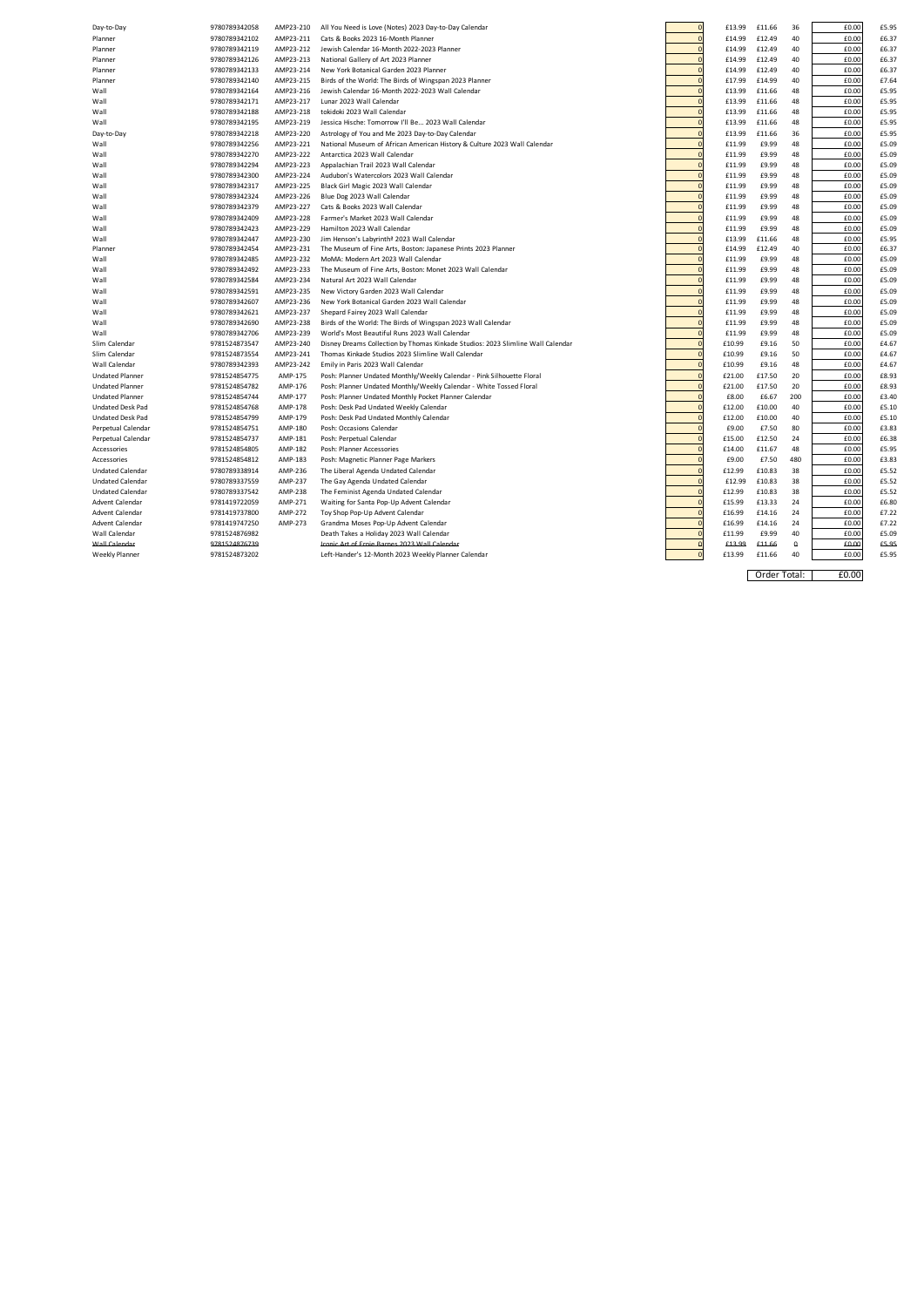| | | | | | | | | | |
|---|---|---|---|---|---|---|---|---|---|
| Day-to-Day | 9780789342058 | AMP23-210 | All You Need is Love (Notes) 2023 Day-to-Day Calendar | 0 | £13.99 | £11.66 | 36 | £0.00 | £5.95 |
| Planner | 9780789342102 | AMP23-211 | Cats & Books 2023 16-Month Planner | 0 | £14.99 | £12.49 | 40 | £0.00 | £6.37 |
| Planner | 9780789342119 | AMP23-212 | Jewish Calendar 16-Month 2022-2023 Planner | 0 | £14.99 | £12.49 | 40 | £0.00 | £6.37 |
| Planner | 9780789342126 | AMP23-213 | National Gallery of Art 2023 Planner | 0 | £14.99 | £12.49 | 40 | £0.00 | £6.37 |
| Planner | 9780789342133 | AMP23-214 | New York Botanical Garden 2023 Planner | 0 | £14.99 | £12.49 | 40 | £0.00 | £6.37 |
| Planner | 9780789342140 | AMP23-215 | Birds of the World: The Birds of Wingspan 2023 Planner | 0 | £17.99 | £14.99 | 40 | £0.00 | £7.64 |
| Wall | 9780789342164 | AMP23-216 | Jewish Calendar 16-Month 2022-2023 Wall Calendar | 0 | £13.99 | £11.66 | 48 | £0.00 | £5.95 |
| Wall | 9780789342171 | AMP23-217 | Lunar 2023 Wall Calendar | 0 | £13.99 | £11.66 | 48 | £0.00 | £5.95 |
| Wall | 9780789342188 | AMP23-218 | tokidoki 2023 Wall Calendar | 0 | £13.99 | £11.66 | 48 | £0.00 | £5.95 |
| Wall | 9780789342195 | AMP23-219 | Jessica Hische: Tomorrow I'll Be... 2023 Wall Calendar | 0 | £13.99 | £11.66 | 48 | £0.00 | £5.95 |
| Day-to-Day | 9780789342218 | AMP23-220 | Astrology of You and Me 2023 Day-to-Day Calendar | 0 | £13.99 | £11.66 | 36 | £0.00 | £5.95 |
| Wall | 9780789342256 | AMP23-221 | National Museum of African American History & Culture 2023 Wall Calendar | 0 | £11.99 | £9.99 | 48 | £0.00 | £5.09 |
| Wall | 9780789342270 | AMP23-222 | Antarctica 2023 Wall Calendar | 0 | £11.99 | £9.99 | 48 | £0.00 | £5.09 |
| Wall | 9780789342294 | AMP23-223 | Appalachian Trail 2023 Wall Calendar | 0 | £11.99 | £9.99 | 48 | £0.00 | £5.09 |
| Wall | 9780789342300 | AMP23-224 | Audubon's Watercolors 2023 Wall Calendar | 0 | £11.99 | £9.99 | 48 | £0.00 | £5.09 |
| Wall | 9780789342317 | AMP23-225 | Black Girl Magic 2023 Wall Calendar | 0 | £11.99 | £9.99 | 48 | £0.00 | £5.09 |
| Wall | 9780789342324 | AMP23-226 | Blue Dog 2023 Wall Calendar | 0 | £11.99 | £9.99 | 48 | £0.00 | £5.09 |
| Wall | 9780789342379 | AMP23-227 | Cats & Books 2023 Wall Calendar | 0 | £11.99 | £9.99 | 48 | £0.00 | £5.09 |
| Wall | 9780789342409 | AMP23-228 | Farmer's Market 2023 Wall Calendar | 0 | £11.99 | £9.99 | 48 | £0.00 | £5.09 |
| Wall | 9780789342423 | AMP23-229 | Hamilton 2023 Wall Calendar | 0 | £11.99 | £9.99 | 48 | £0.00 | £5.09 |
| Wall | 9780789342447 | AMP23-230 | Jim Henson's Labyrinth² 2023 Wall Calendar | 0 | £13.99 | £11.66 | 48 | £0.00 | £5.95 |
| Planner | 9780789342454 | AMP23-231 | The Museum of Fine Arts, Boston: Japanese Prints 2023 Planner | 0 | £14.99 | £12.49 | 40 | £0.00 | £6.37 |
| Wall | 9780789342485 | AMP23-232 | MoMA: Modern Art 2023 Wall Calendar | 0 | £11.99 | £9.99 | 48 | £0.00 | £5.09 |
| Wall | 9780789342492 | AMP23-233 | The Museum of Fine Arts, Boston: Monet 2023 Wall Calendar | 0 | £11.99 | £9.99 | 48 | £0.00 | £5.09 |
| Wall | 9780789342584 | AMP23-234 | Natural Art 2023 Wall Calendar | 0 | £11.99 | £9.99 | 48 | £0.00 | £5.09 |
| Wall | 9780789342591 | AMP23-235 | New Victory Garden 2023 Wall Calendar | 0 | £11.99 | £9.99 | 48 | £0.00 | £5.09 |
| Wall | 9780789342607 | AMP23-236 | New York Botanical Garden 2023 Wall Calendar | 0 | £11.99 | £9.99 | 48 | £0.00 | £5.09 |
| Wall | 9780789342621 | AMP23-237 | Shepard Fairey 2023 Wall Calendar | 0 | £11.99 | £9.99 | 48 | £0.00 | £5.09 |
| Wall | 9780789342690 | AMP23-238 | Birds of the World: The Birds of Wingspan 2023 Wall Calendar | 0 | £11.99 | £9.99 | 48 | £0.00 | £5.09 |
| Wall | 9780789342706 | AMP23-239 | World's Most Beautiful Runs 2023 Wall Calendar | 0 | £11.99 | £9.99 | 48 | £0.00 | £5.09 |
| Slim Calendar | 9781524873547 | AMP23-240 | Disney Dreams Collection by Thomas Kinkade Studios: 2023 Slimline Wall Calendar | 0 | £10.99 | £9.16 | 50 | £0.00 | £4.67 |
| Slim Calendar | 9781524873554 | AMP23-241 | Thomas Kinkade Studios 2023 Slimline Wall Calendar | 0 | £10.99 | £9.16 | 50 | £0.00 | £4.67 |
| Wall Calendar | 9780789342393 | AMP23-242 | Emily in Paris 2023 Wall Calendar | 0 | £10.99 | £9.16 | 48 | £0.00 | £4.67 |
| Undated Planner | 9781524854775 | AMP-175 | Posh: Planner Undated Monthly/Weekly Calendar - Pink Silhouette Floral | 0 | £21.00 | £17.50 | 20 | £0.00 | £8.93 |
| Undated Planner | 9781524854782 | AMP-176 | Posh: Planner Undated Monthly/Weekly Calendar - White Tossed Floral | 0 | £21.00 | £17.50 | 20 | £0.00 | £8.93 |
| Undated Planner | 9781524854744 | AMP-177 | Posh: Planner Undated Monthly Pocket Planner Calendar | 0 | £8.00 | £6.67 | 200 | £0.00 | £3.40 |
| Undated Desk Pad | 9781524854768 | AMP-178 | Posh: Desk Pad Undated Weekly Calendar | 0 | £12.00 | £10.00 | 40 | £0.00 | £5.10 |
| Undated Desk Pad | 9781524854799 | AMP-179 | Posh: Desk Pad Undated Monthly Calendar | 0 | £12.00 | £10.00 | 40 | £0.00 | £5.10 |
| Perpetual Calendar | 9781524854751 | AMP-180 | Posh: Occasions Calendar | 0 | £9.00 | £7.50 | 80 | £0.00 | £3.83 |
| Perpetual Calendar | 9781524854737 | AMP-181 | Posh: Perpetual Calendar | 0 | £15.00 | £12.50 | 24 | £0.00 | £6.38 |
| Accessories | 9781524854805 | AMP-182 | Posh: Planner Accessories | 0 | £14.00 | £11.67 | 48 | £0.00 | £5.95 |
| Accessories | 9781524854812 | AMP-183 | Posh: Magnetic Planner Page Markers | 0 | £9.00 | £7.50 | 480 | £0.00 | £3.83 |
| Undated Calendar | 9780789338914 | AMP-236 | The Liberal Agenda Undated Calendar | 0 | £12.99 | £10.83 | 38 | £0.00 | £5.52 |
| Undated Calendar | 9780789337559 | AMP-237 | The Gay Agenda Undated Calendar | 0 | £12.99 | £10.83 | 38 | £0.00 | £5.52 |
| Undated Calendar | 9780789337542 | AMP-238 | The Feminist Agenda Undated Calendar | 0 | £12.99 | £10.83 | 38 | £0.00 | £5.52 |
| Advent Calendar | 9781419722059 | AMP-271 | Waiting for Santa Pop-Up Advent Calendar | 0 | £15.99 | £13.33 | 24 | £0.00 | £6.80 |
| Advent Calendar | 9781419737800 | AMP-272 | Toy Shop Pop-Up Advent Calendar | 0 | £16.99 | £14.16 | 24 | £0.00 | £7.22 |
| Advent Calendar | 9781419747250 | AMP-273 | Grandma Moses Pop-Up Advent Calendar | 0 | £16.99 | £14.16 | 24 | £0.00 | £7.22 |
| Wall Calendar | 9781524876982 | | Death Takes a Holiday 2023 Wall Calendar | 0 | £11.99 | £9.99 | 40 | £0.00 | £5.09 |
| ~~Wall Calendar~~ | ~~9781524876739~~ | | ~~Iconic Art of Ernie Barnes 2023 Wall Calendar~~ | ~~0~~ | ~~£13.99~~ | ~~£11.66~~ | ~~0~~ | ~~£0.00~~ | ~~£5.95~~ |
| Weekly Planner | 9781524873202 | | Left-Hander's 12-Month 2023 Weekly Planner Calendar | 0 | £13.99 | £11.66 | 40 | £0.00 | £5.95 |

Order Total: £0.00